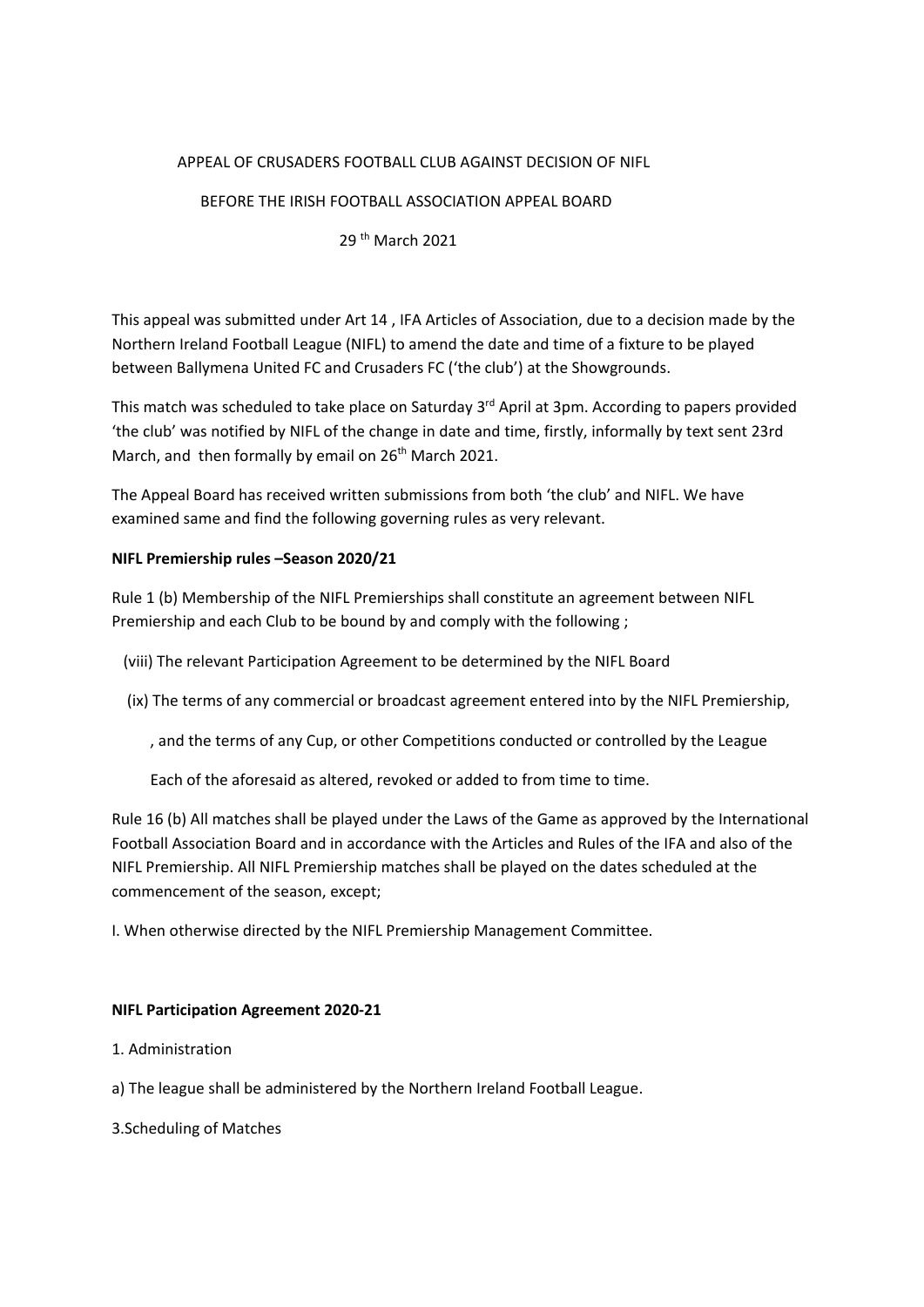APPEAL OF CRUSADERS FOOTBALL CLUB AGAINST DECISION OF NIFL

BEFORE THE IRISH FOOTBALL ASSOCIATION APPEAL BOARD

29th March 2021

This appeal was submitted under Art 14 , IFA Articles of Association, due to a decision made by the Northern Ireland Football League (NIFL) to amend the date and time of a fixture to be played between Ballymena United FC and Crusaders FC ('the club') at the Showgrounds.

This match was scheduled to take place on Saturday 3rd April at 3pm. According to papers provided 'the club' was notified by NIFL of the change in date and time, firstly, informally by text sent 23rd March, and then formally by email on 26th March 2021.

The Appeal Board has received written submissions from both 'the club' and NIFL. We have examined same and find the following governing rules as very relevant.

**NIFL Premiership rules –Season 2020/21**

Rule 1 (b) Membership of the NIFL Premierships shall constitute an agreement between NIFL Premiership and each Club to be bound by and comply with the following ;

(viii) The relevant Participation Agreement to be determined by the NIFL Board

(ix) The terms of any commercial or broadcast agreement entered into by the NIFL Premiership,

, and the terms of any Cup, or other Competitions conducted or controlled by the League

Each of the aforesaid as altered, revoked or added to from time to time.

Rule 16 (b) All matches shall be played under the Laws of the Game as approved by the International Football Association Board and in accordance with the Articles and Rules of the IFA and also of the NIFL Premiership. All NIFL Premiership matches shall be played on the dates scheduled at the commencement of the season, except;

I. When otherwise directed by the NIFL Premiership Management Committee.

**NIFL Participation Agreement 2020-21**

1. Administration

a) The league shall be administered by the Northern Ireland Football League.

3.Scheduling of Matches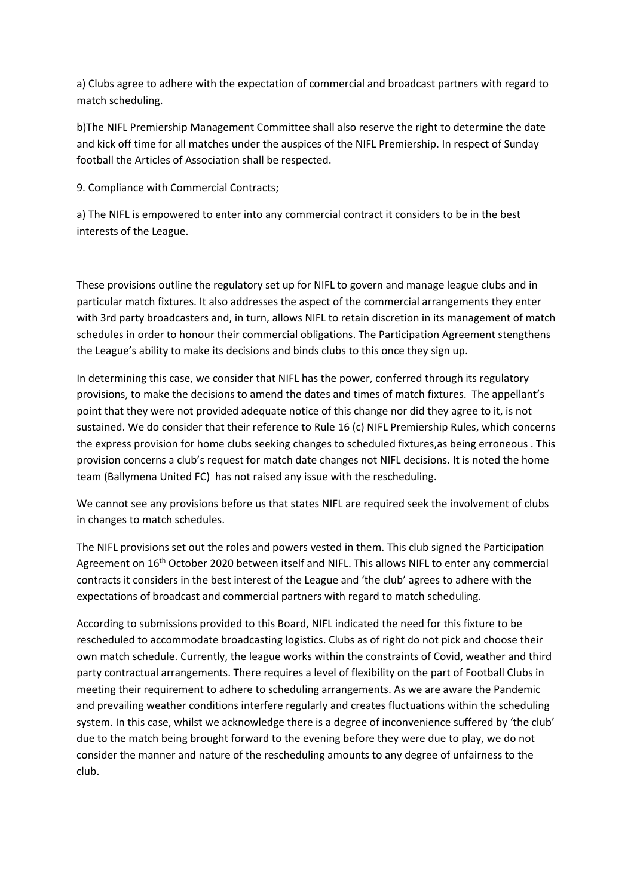a) Clubs agree to adhere with the expectation of commercial and broadcast partners with regard to match scheduling.

b)The NIFL Premiership Management Committee shall also reserve the right to determine the date and kick off time for all matches under the auspices of the NIFL Premiership. In respect of Sunday football the Articles of Association shall be respected.

9. Compliance with Commercial Contracts;

a) The NIFL is empowered to enter into any commercial contract it considers to be in the best interests of the League.

These provisions outline the regulatory set up for NIFL to govern and manage league clubs and in particular match fixtures. It also addresses the aspect of the commercial arrangements they enter with 3rd party broadcasters and, in turn, allows NIFL to retain discretion in its management of match schedules in order to honour their commercial obligations. The Participation Agreement stengthens the League's ability to make its decisions and binds clubs to this once they sign up.

In determining this case, we consider that NIFL has the power, conferred through its regulatory provisions, to make the decisions to amend the dates and times of match fixtures. The appellant's point that they were not provided adequate notice of this change nor did they agree to it, is not sustained. We do consider that their reference to Rule 16 (c) NIFL Premiership Rules, which concerns the express provision for home clubs seeking changes to scheduled fixtures,as being erroneous . This provision concerns a club's request for match date changes not NIFL decisions. It is noted the home team (Ballymena United FC) has not raised any issue with the rescheduling.

We cannot see any provisions before us that states NIFL are required seek the involvement of clubs in changes to match schedules.

The NIFL provisions set out the roles and powers vested in them. This club signed the Participation Agreement on 16th October 2020 between itself and NIFL. This allows NIFL to enter any commercial contracts it considers in the best interest of the League and 'the club' agrees to adhere with the expectations of broadcast and commercial partners with regard to match scheduling.

According to submissions provided to this Board, NIFL indicated the need for this fixture to be rescheduled to accommodate broadcasting logistics. Clubs as of right do not pick and choose their own match schedule. Currently, the league works within the constraints of Covid, weather and third party contractual arrangements. There requires a level of flexibility on the part of Football Clubs in meeting their requirement to adhere to scheduling arrangements. As we are aware the Pandemic and prevailing weather conditions interfere regularly and creates fluctuations within the scheduling system. In this case, whilst we acknowledge there is a degree of inconvenience suffered by 'the club' due to the match being brought forward to the evening before they were due to play, we do not consider the manner and nature of the rescheduling amounts to any degree of unfairness to the club.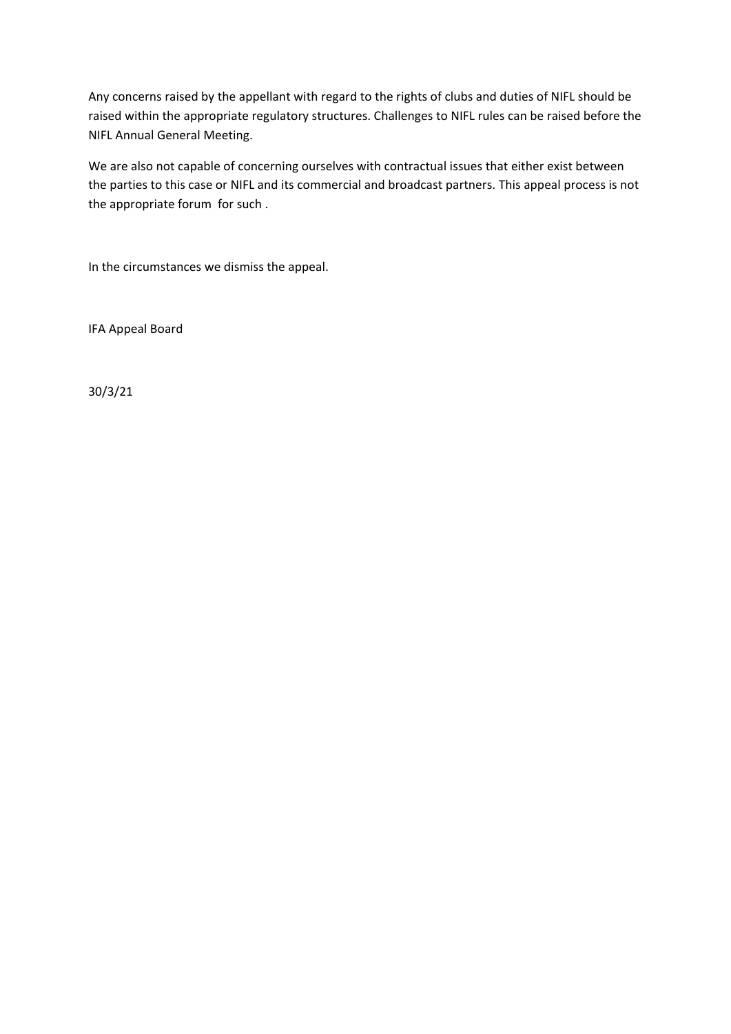Any concerns raised by the appellant with regard to the rights of clubs and duties of NIFL should be raised within the appropriate regulatory structures. Challenges to NIFL rules can be raised before the NIFL Annual General Meeting.

We are also not capable of concerning ourselves with contractual issues that either exist between the parties to this case or NIFL and its commercial and broadcast partners. This appeal process is not the appropriate forum for such .

In the circumstances we dismiss the appeal.

IFA Appeal Board

30/3/21